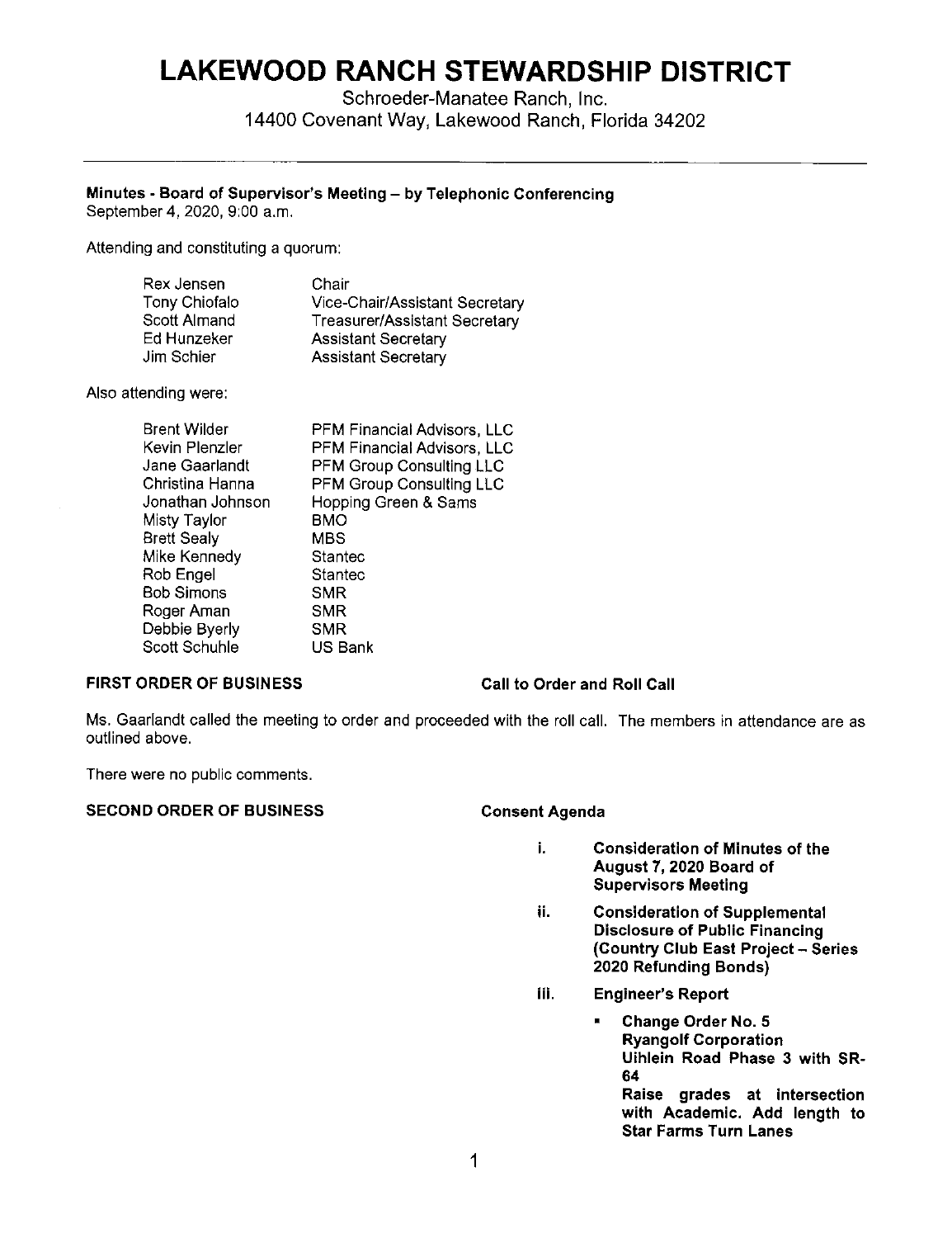# LAKEWOOD RANCH STEWARDSHIP DISTRICT

Schroeder-Manatee Ranch, Inc.
14400 Covenant Way, Lakewood Ranch, Florida 34202

---

**Minutes - Board of Supervisor's Meeting – by Telephonic Conferencing**
September 4, 2020, 9:00 a.m.

Attending and constituting a quorum:

| | |
|---|---|
| Rex Jensen | Chair |
| Tony Chiofalo | Vice-Chair/Assistant Secretary |
| Scott Almand | Treasurer/Assistant Secretary |
| Ed Hunzeker | Assistant Secretary |
| Jim Schier | Assistant Secretary |

Also attending were:

| | |
|---|---|
| Brent Wilder | PFM Financial Advisors, LLC |
| Kevin Plenzler | PFM Financial Advisors, LLC |
| Jane Gaarlandt | PFM Group Consulting LLC |
| Christina Hanna | PFM Group Consulting LLC |
| Jonathan Johnson | Hopping Green & Sams |
| Misty Taylor | BMO |
| Brett Sealy | MBS |
| Mike Kennedy | Stantec |
| Rob Engel | Stantec |
| Bob Simons | SMR |
| Roger Aman | SMR |
| Debbie Byerly | SMR |
| Scott Schuhle | US Bank |

**FIRST ORDER OF BUSINESS** — **Call to Order and Roll Call**

Ms. Gaarlandt called the meeting to order and proceeded with the roll call. The members in attendance are as outlined above.

There were no public comments.

**SECOND ORDER OF BUSINESS** — **Consent Agenda**

i. **Consideration of Minutes of the August 7, 2020 Board of Supervisors Meeting**

ii. **Consideration of Supplemental Disclosure of Public Financing (Country Club East Project – Series 2020 Refunding Bonds)**

iii. **Engineer's Report**

- **Change Order No. 5**
  **Ryangolf Corporation**
  **Uihlein Road Phase 3 with SR-64**
  **Raise grades at intersection with Academic. Add length to Star Farms Turn Lanes**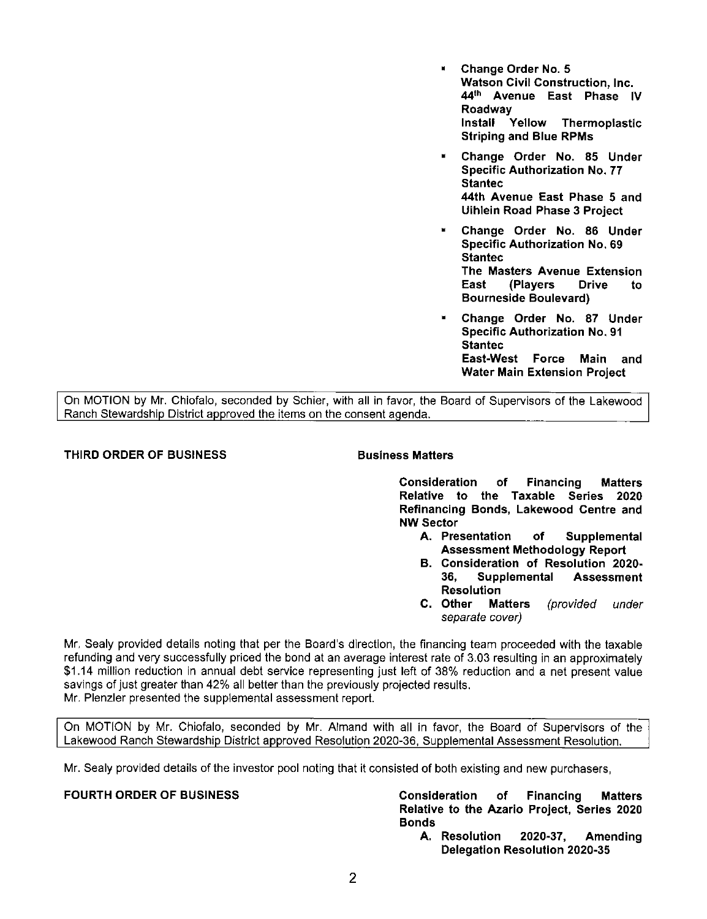- **Change Order No. 5**
  **Watson Civil Construction, Inc.**
  **44th Avenue East Phase IV Roadway**
  **Install Yellow Thermoplastic Striping and Blue RPMs**

- **Change Order No. 85 Under Specific Authorization No. 77**
  **Stantec**
  **44th Avenue East Phase 5 and Uihlein Road Phase 3 Project**

- **Change Order No. 86 Under Specific Authorization No. 69**
  **Stantec**
  **The Masters Avenue Extension East (Players Drive to Bourneside Boulevard)**

- **Change Order No. 87 Under Specific Authorization No. 91**
  **Stantec**
  **East-West Force Main and Water Main Extension Project**

On MOTION by Mr. Chiofalo, seconded by Schier, with all in favor, the Board of Supervisors of the Lakewood Ranch Stewardship District approved the items on the consent agenda.

**THIRD ORDER OF BUSINESS** **Business Matters**

**Consideration of Financing Matters Relative to the Taxable Series 2020 Refinancing Bonds, Lakewood Centre and NW Sector**

- **A. Presentation of Supplemental Assessment Methodology Report**
- **B. Consideration of Resolution 2020-36, Supplemental Assessment Resolution**
- **C. Other Matters** *(provided under separate cover)*

Mr. Sealy provided details noting that per the Board's direction, the financing team proceeded with the taxable refunding and very successfully priced the bond at an average interest rate of 3.03 resulting in an approximately $1.14 million reduction in annual debt service representing just left of 38% reduction and a net present value savings of just greater than 42% all better than the previously projected results.
Mr. Plenzler presented the supplemental assessment report.

On MOTION by Mr. Chiofalo, seconded by Mr. Almand with all in favor, the Board of Supervisors of the Lakewood Ranch Stewardship District approved Resolution 2020-36, Supplemental Assessment Resolution.

Mr. Sealy provided details of the investor pool noting that it consisted of both existing and new purchasers,

**FOURTH ORDER OF BUSINESS** **Consideration of Financing Matters Relative to the Azario Project, Series 2020 Bonds**

- **A. Resolution 2020-37, Amending Delegation Resolution 2020-35**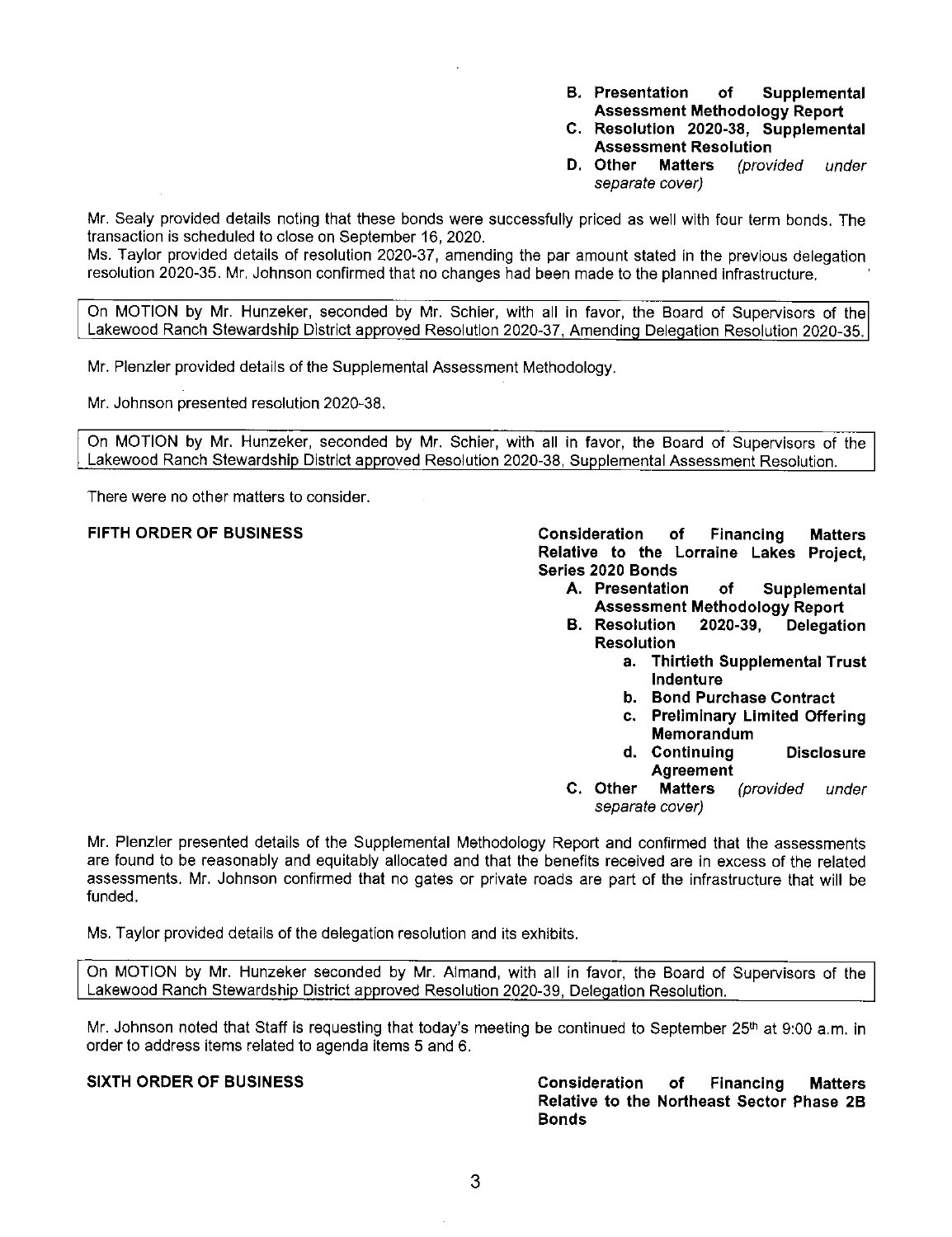**B. Presentation of Supplemental Assessment Methodology Report**
**C. Resolution 2020-38, Supplemental Assessment Resolution**
**D. Other Matters** *(provided under separate cover)*

Mr. Sealy provided details noting that these bonds were successfully priced as well with four term bonds. The transaction is scheduled to close on September 16, 2020.

Ms. Taylor provided details of resolution 2020-37, amending the par amount stated in the previous delegation resolution 2020-35. Mr. Johnson confirmed that no changes had been made to the planned infrastructure.

> On MOTION by Mr. Hunzeker, seconded by Mr. Schier, with all in favor, the Board of Supervisors of the Lakewood Ranch Stewardship District approved Resolution 2020-37, Amending Delegation Resolution 2020-35.

Mr. Plenzler provided details of the Supplemental Assessment Methodology.

Mr. Johnson presented resolution 2020-38.

> On MOTION by Mr. Hunzeker, seconded by Mr. Schier, with all in favor, the Board of Supervisors of the Lakewood Ranch Stewardship District approved Resolution 2020-38, Supplemental Assessment Resolution.

There were no other matters to consider.

**FIFTH ORDER OF BUSINESS** — **Consideration of Financing Matters Relative to the Lorraine Lakes Project, Series 2020 Bonds**

**A. Presentation of Supplemental Assessment Methodology Report**
**B. Resolution 2020-39, Delegation Resolution**
  **a. Thirtieth Supplemental Trust Indenture**
  **b. Bond Purchase Contract**
  **c. Preliminary Limited Offering Memorandum**
  **d. Continuing Disclosure Agreement**
**C. Other Matters** *(provided under separate cover)*

Mr. Plenzler presented details of the Supplemental Methodology Report and confirmed that the assessments are found to be reasonably and equitably allocated and that the benefits received are in excess of the related assessments. Mr. Johnson confirmed that no gates or private roads are part of the infrastructure that will be funded.

Ms. Taylor provided details of the delegation resolution and its exhibits.

> On MOTION by Mr. Hunzeker seconded by Mr. Almand, with all in favor, the Board of Supervisors of the Lakewood Ranch Stewardship District approved Resolution 2020-39, Delegation Resolution.

Mr. Johnson noted that Staff is requesting that today's meeting be continued to September 25th at 9:00 a.m. in order to address items related to agenda items 5 and 6.

**SIXTH ORDER OF BUSINESS** — **Consideration of Financing Matters Relative to the Northeast Sector Phase 2B Bonds**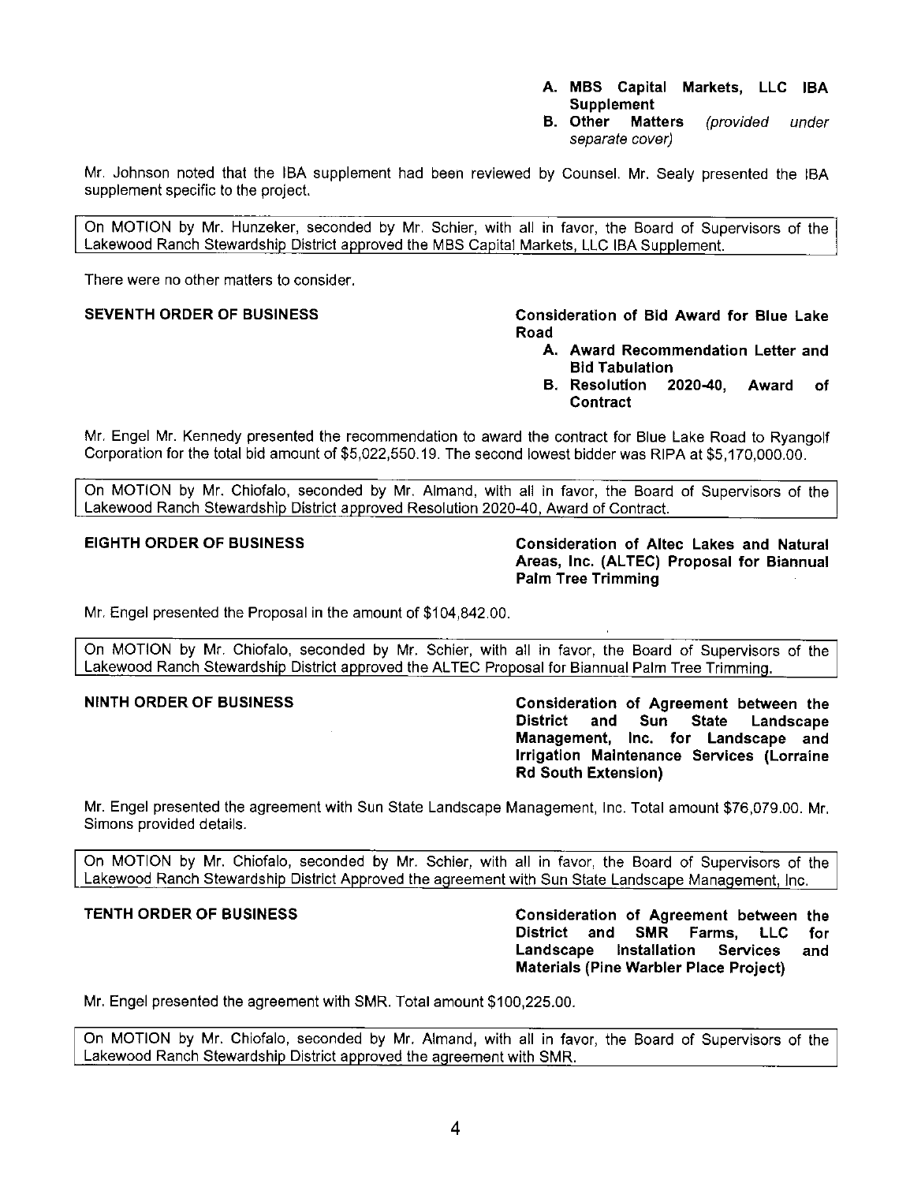**A. MBS Capital Markets, LLC IBA Supplement**
**B. Other Matters** *(provided under separate cover)*

Mr. Johnson noted that the IBA supplement had been reviewed by Counsel. Mr. Sealy presented the IBA supplement specific to the project.

> On MOTION by Mr. Hunzeker, seconded by Mr. Schier, with all in favor, the Board of Supervisors of the Lakewood Ranch Stewardship District approved the MBS Capital Markets, LLC IBA Supplement.

There were no other matters to consider.

**SEVENTH ORDER OF BUSINESS** **Consideration of Bid Award for Blue Lake Road**

**A. Award Recommendation Letter and Bid Tabulation**
**B. Resolution 2020-40, Award of Contract**

Mr. Engel Mr. Kennedy presented the recommendation to award the contract for Blue Lake Road to Ryangolf Corporation for the total bid amount of $5,022,550.19. The second lowest bidder was RIPA at $5,170,000.00.

> On MOTION by Mr. Chiofalo, seconded by Mr. Almand, with all in favor, the Board of Supervisors of the Lakewood Ranch Stewardship District approved Resolution 2020-40, Award of Contract.

**EIGHTH ORDER OF BUSINESS** **Consideration of Altec Lakes and Natural Areas, Inc. (ALTEC) Proposal for Biannual Palm Tree Trimming**

Mr. Engel presented the Proposal in the amount of $104,842.00.

> On MOTION by Mr. Chiofalo, seconded by Mr. Schier, with all in favor, the Board of Supervisors of the Lakewood Ranch Stewardship District approved the ALTEC Proposal for Biannual Palm Tree Trimming.

**NINTH ORDER OF BUSINESS** **Consideration of Agreement between the District and Sun State Landscape Management, Inc. for Landscape and Irrigation Maintenance Services (Lorraine Rd South Extension)**

Mr. Engel presented the agreement with Sun State Landscape Management, Inc. Total amount $76,079.00. Mr. Simons provided details.

> On MOTION by Mr. Chiofalo, seconded by Mr. Schier, with all in favor, the Board of Supervisors of the Lakewood Ranch Stewardship District Approved the agreement with Sun State Landscape Management, Inc.

**TENTH ORDER OF BUSINESS** **Consideration of Agreement between the District and SMR Farms, LLC for Landscape Installation Services and Materials (Pine Warbler Place Project)**

Mr. Engel presented the agreement with SMR. Total amount $100,225.00.

> On MOTION by Mr. Chiofalo, seconded by Mr. Almand, with all in favor, the Board of Supervisors of the Lakewood Ranch Stewardship District approved the agreement with SMR.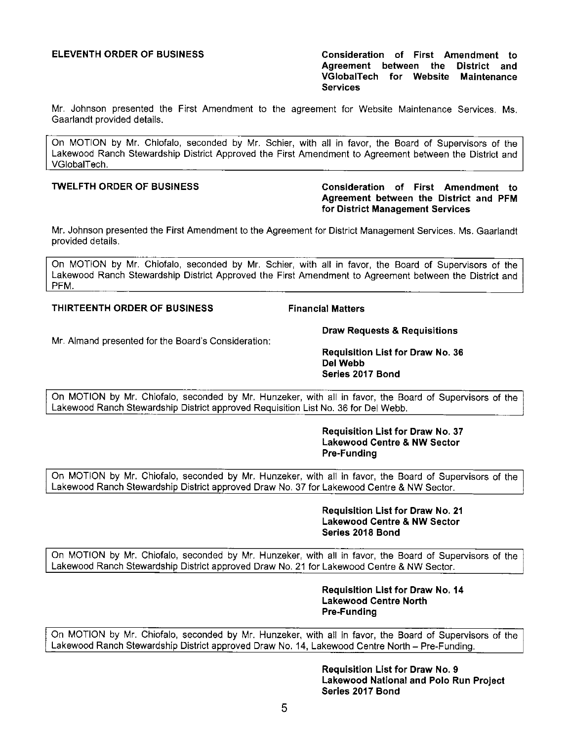**ELEVENTH ORDER OF BUSINESS** — **Consideration of First Amendment to Agreement between the District and VGlobalTech for Website Maintenance Services**

Mr. Johnson presented the First Amendment to the agreement for Website Maintenance Services. Ms. Gaarlandt provided details.

> On MOTION by Mr. Chiofalo, seconded by Mr. Schier, with all in favor, the Board of Supervisors of the Lakewood Ranch Stewardship District Approved the First Amendment to Agreement between the District and VGlobalTech.

**TWELFTH ORDER OF BUSINESS** — **Consideration of First Amendment to Agreement between the District and PFM for District Management Services**

Mr. Johnson presented the First Amendment to the Agreement for District Management Services. Ms. Gaarlandt provided details.

> On MOTION by Mr. Chiofalo, seconded by Mr. Schier, with all in favor, the Board of Supervisors of the Lakewood Ranch Stewardship District Approved the First Amendment to Agreement between the District and PFM.

**THIRTEENTH ORDER OF BUSINESS** — **Financial Matters**

**Draw Requests & Requisitions**

Mr. Almand presented for the Board's Consideration:

**Requisition List for Draw No. 36**
**Del Webb**
**Series 2017 Bond**

> On MOTION by Mr. Chiofalo, seconded by Mr. Hunzeker, with all in favor, the Board of Supervisors of the Lakewood Ranch Stewardship District approved Requisition List No. 36 for Del Webb.

**Requisition List for Draw No. 37**
**Lakewood Centre & NW Sector**
**Pre-Funding**

> On MOTION by Mr. Chiofalo, seconded by Mr. Hunzeker, with all in favor, the Board of Supervisors of the Lakewood Ranch Stewardship District approved Draw No. 37 for Lakewood Centre & NW Sector.

**Requisition List for Draw No. 21**
**Lakewood Centre & NW Sector**
**Series 2018 Bond**

> On MOTION by Mr. Chiofalo, seconded by Mr. Hunzeker, with all in favor, the Board of Supervisors of the Lakewood Ranch Stewardship District approved Draw No. 21 for Lakewood Centre & NW Sector.

**Requisition List for Draw No. 14**
**Lakewood Centre North**
**Pre-Funding**

> On MOTION by Mr. Chiofalo, seconded by Mr. Hunzeker, with all in favor, the Board of Supervisors of the Lakewood Ranch Stewardship District approved Draw No. 14, Lakewood Centre North – Pre-Funding.

**Requisition List for Draw No. 9**
**Lakewood National and Polo Run Project**
**Series 2017 Bond**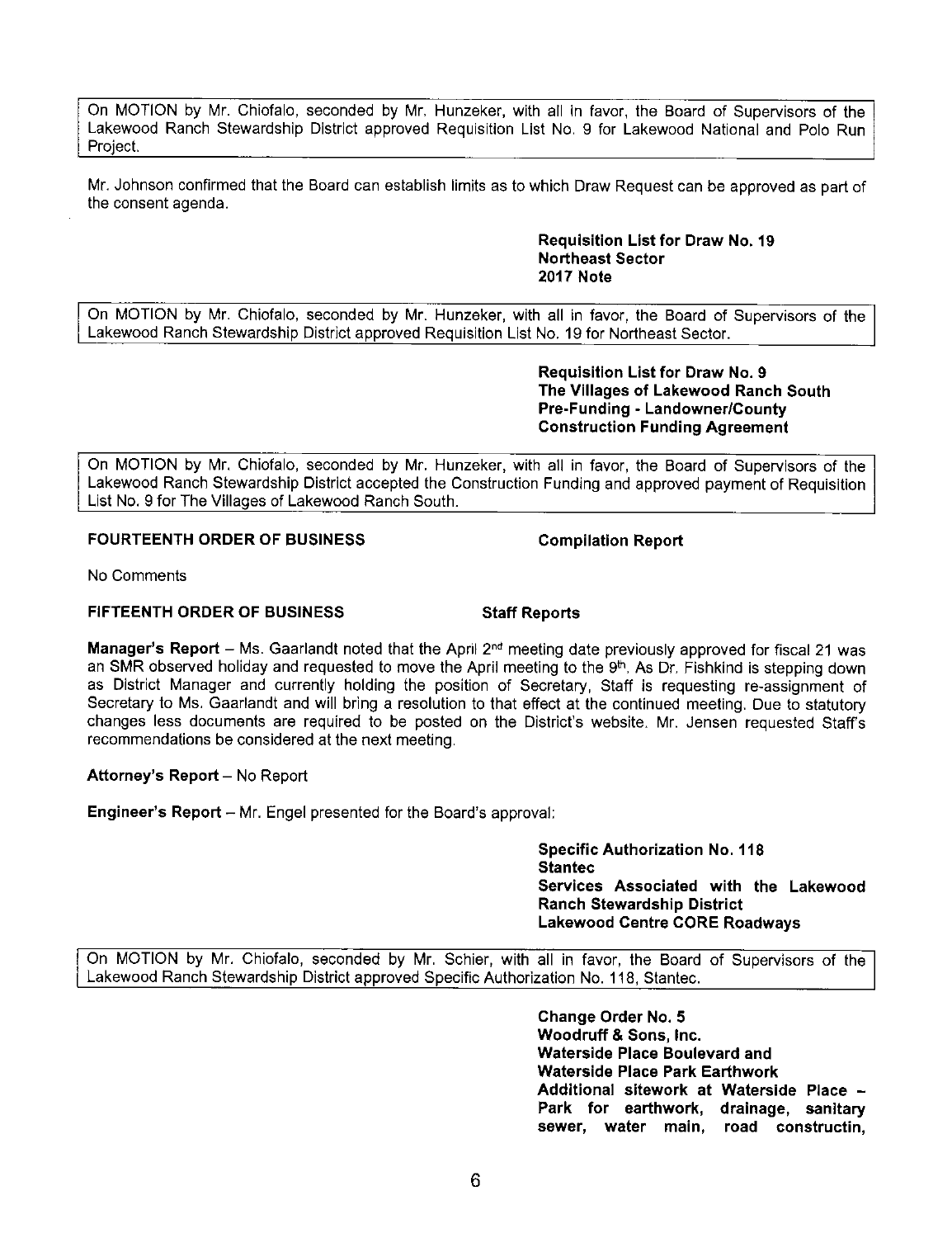On MOTION by Mr. Chiofalo, seconded by Mr. Hunzeker, with all in favor, the Board of Supervisors of the Lakewood Ranch Stewardship District approved Requisition List No. 9 for Lakewood National and Polo Run Project.

Mr. Johnson confirmed that the Board can establish limits as to which Draw Request can be approved as part of the consent agenda.

**Requisition List for Draw No. 19**
**Northeast Sector**
**2017 Note**

On MOTION by Mr. Chiofalo, seconded by Mr. Hunzeker, with all in favor, the Board of Supervisors of the Lakewood Ranch Stewardship District approved Requisition List No. 19 for Northeast Sector.

**Requisition List for Draw No. 9**
**The Villages of Lakewood Ranch South**
**Pre-Funding - Landowner/County**
**Construction Funding Agreement**

On MOTION by Mr. Chiofalo, seconded by Mr. Hunzeker, with all in favor, the Board of Supervisors of the Lakewood Ranch Stewardship District accepted the Construction Funding and approved payment of Requisition List No. 9 for The Villages of Lakewood Ranch South.

**FOURTEENTH ORDER OF BUSINESS** **Compilation Report**

No Comments

**FIFTEENTH ORDER OF BUSINESS** **Staff Reports**

**Manager's Report** – Ms. Gaarlandt noted that the April 2nd meeting date previously approved for fiscal 21 was an SMR observed holiday and requested to move the April meeting to the 9th. As Dr. Fishkind is stepping down as District Manager and currently holding the position of Secretary, Staff is requesting re-assignment of Secretary to Ms. Gaarlandt and will bring a resolution to that effect at the continued meeting. Due to statutory changes less documents are required to be posted on the District's website. Mr. Jensen requested Staff's recommendations be considered at the next meeting.

**Attorney's Report** – No Report

**Engineer's Report** – Mr. Engel presented for the Board's approval:

**Specific Authorization No. 118**
**Stantec**
**Services Associated with the Lakewood Ranch Stewardship District**
**Lakewood Centre CORE Roadways**

On MOTION by Mr. Chiofalo, seconded by Mr. Schier, with all in favor, the Board of Supervisors of the Lakewood Ranch Stewardship District approved Specific Authorization No. 118, Stantec.

**Change Order No. 5**
**Woodruff & Sons, Inc.**
**Waterside Place Boulevard and**
**Waterside Place Park Earthwork**
**Additional sitework at Waterside Place – Park for earthwork, drainage, sanitary sewer, water main, road constructin,**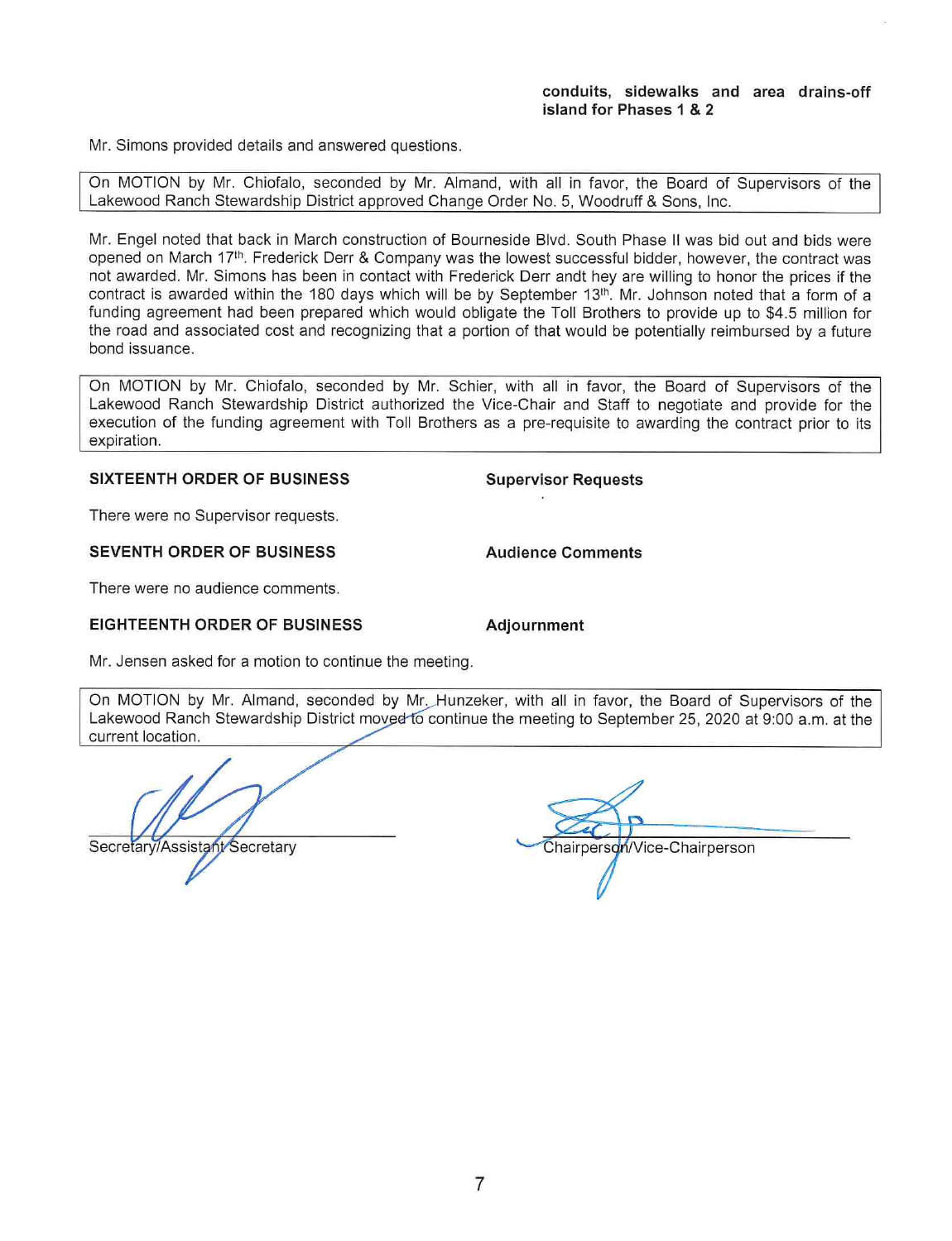**conduits, sidewalks and area drains-off island for Phases 1 & 2**

Mr. Simons provided details and answered questions.

> On MOTION by Mr. Chiofalo, seconded by Mr. Almand, with all in favor, the Board of Supervisors of the Lakewood Ranch Stewardship District approved Change Order No. 5, Woodruff & Sons, Inc.

Mr. Engel noted that back in March construction of Bourneside Blvd. South Phase II was bid out and bids were opened on March 17th. Frederick Derr & Company was the lowest successful bidder, however, the contract was not awarded. Mr. Simons has been in contact with Frederick Derr andt hey are willing to honor the prices if the contract is awarded within the 180 days which will be by September 13th. Mr. Johnson noted that a form of a funding agreement had been prepared which would obligate the Toll Brothers to provide up to $4.5 million for the road and associated cost and recognizing that a portion of that would be potentially reimbursed by a future bond issuance.

> On MOTION by Mr. Chiofalo, seconded by Mr. Schier, with all in favor, the Board of Supervisors of the Lakewood Ranch Stewardship District authorized the Vice-Chair and Staff to negotiate and provide for the execution of the funding agreement with Toll Brothers as a pre-requisite to awarding the contract prior to its expiration.

**SIXTEENTH ORDER OF BUSINESS** **Supervisor Requests**

There were no Supervisor requests.

**SEVENTH ORDER OF BUSINESS** **Audience Comments**

There were no audience comments.

**EIGHTEENTH ORDER OF BUSINESS** **Adjournment**

Mr. Jensen asked for a motion to continue the meeting.

> On MOTION by Mr. Almand, seconded by Mr. Hunzeker, with all in favor, the Board of Supervisors of the Lakewood Ranch Stewardship District moved to continue the meeting to September 25, 2020 at 9:00 a.m. at the current location.

Secretary/Assistant Secretary

Chairperson/Vice-Chairperson